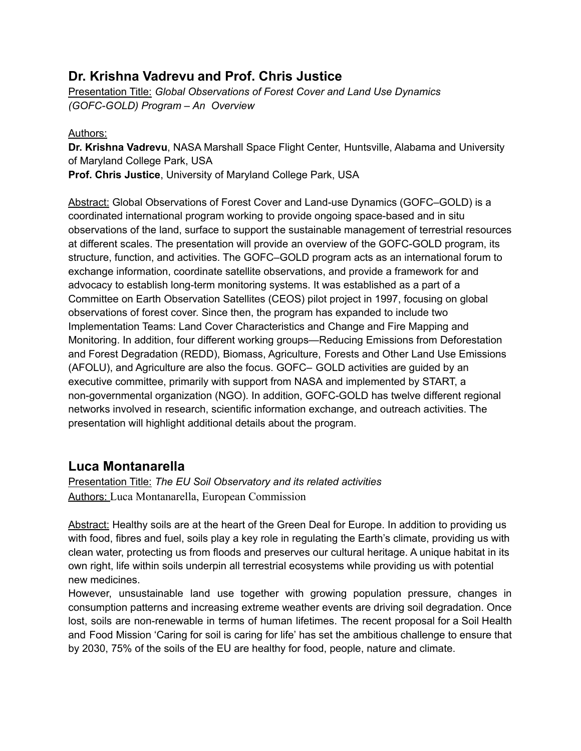## Dr. Krishna Vadrevu and Prof. Chris Justice

Presentation Title: *Global Observations of Forest Cover and Land Use Dynamics (GOFC-GOLD) Program – An Overview*

Authors:
**Dr. Krishna Vadrevu**, NASA Marshall Space Flight Center, Huntsville, Alabama and University of Maryland College Park, USA
**Prof. Chris Justice**, University of Maryland College Park, USA

Abstract: Global Observations of Forest Cover and Land-use Dynamics (GOFC–GOLD) is a coordinated international program working to provide ongoing space-based and in situ observations of the land, surface to support the sustainable management of terrestrial resources at different scales. The presentation will provide an overview of the GOFC-GOLD program, its structure, function, and activities. The GOFC–GOLD program acts as an international forum to exchange information, coordinate satellite observations, and provide a framework for and advocacy to establish long-term monitoring systems. It was established as a part of a Committee on Earth Observation Satellites (CEOS) pilot project in 1997, focusing on global observations of forest cover. Since then, the program has expanded to include two Implementation Teams: Land Cover Characteristics and Change and Fire Mapping and Monitoring. In addition, four different working groups—Reducing Emissions from Deforestation and Forest Degradation (REDD), Biomass, Agriculture, Forests and Other Land Use Emissions (AFOLU), and Agriculture are also the focus. GOFC– GOLD activities are guided by an executive committee, primarily with support from NASA and implemented by START, a non-governmental organization (NGO). In addition, GOFC-GOLD has twelve different regional networks involved in research, scientific information exchange, and outreach activities. The presentation will highlight additional details about the program.

## Luca Montanarella

Presentation Title: *The EU Soil Observatory and its related activities*
Authors: Luca Montanarella, European Commission

Abstract: Healthy soils are at the heart of the Green Deal for Europe. In addition to providing us with food, fibres and fuel, soils play a key role in regulating the Earth's climate, providing us with clean water, protecting us from floods and preserves our cultural heritage. A unique habitat in its own right, life within soils underpin all terrestrial ecosystems while providing us with potential new medicines.
However, unsustainable land use together with growing population pressure, changes in consumption patterns and increasing extreme weather events are driving soil degradation. Once lost, soils are non-renewable in terms of human lifetimes. The recent proposal for a Soil Health and Food Mission 'Caring for soil is caring for life' has set the ambitious challenge to ensure that by 2030, 75% of the soils of the EU are healthy for food, people, nature and climate.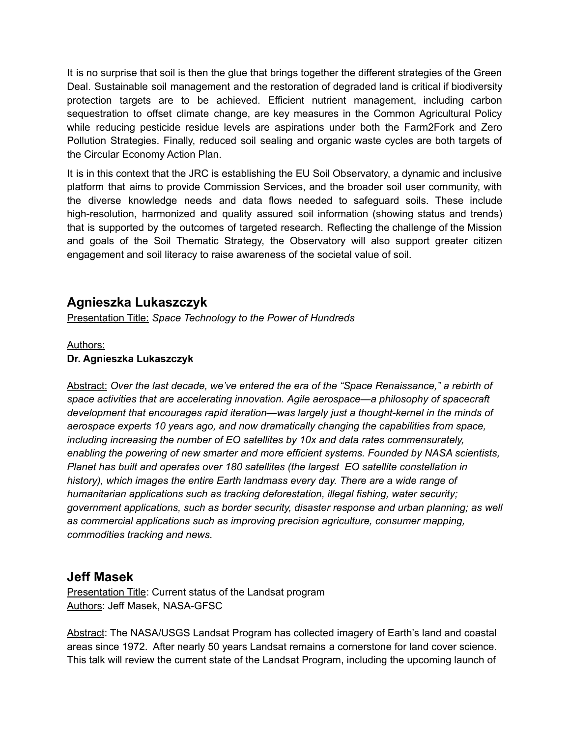It is no surprise that soil is then the glue that brings together the different strategies of the Green Deal. Sustainable soil management and the restoration of degraded land is critical if biodiversity protection targets are to be achieved. Efficient nutrient management, including carbon sequestration to offset climate change, are key measures in the Common Agricultural Policy while reducing pesticide residue levels are aspirations under both the Farm2Fork and Zero Pollution Strategies. Finally, reduced soil sealing and organic waste cycles are both targets of the Circular Economy Action Plan.

It is in this context that the JRC is establishing the EU Soil Observatory, a dynamic and inclusive platform that aims to provide Commission Services, and the broader soil user community, with the diverse knowledge needs and data flows needed to safeguard soils. These include high-resolution, harmonized and quality assured soil information (showing status and trends) that is supported by the outcomes of targeted research. Reflecting the challenge of the Mission and goals of the Soil Thematic Strategy, the Observatory will also support greater citizen engagement and soil literacy to raise awareness of the societal value of soil.

## Agnieszka Lukaszczyk

Presentation Title: *Space Technology to the Power of Hundreds*

Authors:
**Dr. Agnieszka Lukaszczyk**

Abstract: *Over the last decade, we've entered the era of the "Space Renaissance," a rebirth of space activities that are accelerating innovation. Agile aerospace—a philosophy of spacecraft development that encourages rapid iteration—was largely just a thought-kernel in the minds of aerospace experts 10 years ago, and now dramatically changing the capabilities from space, including increasing the number of EO satellites by 10x and data rates commensurately, enabling the powering of new smarter and more efficient systems. Founded by NASA scientists, Planet has built and operates over 180 satellites (the largest EO satellite constellation in history), which images the entire Earth landmass every day. There are a wide range of humanitarian applications such as tracking deforestation, illegal fishing, water security; government applications, such as border security, disaster response and urban planning; as well as commercial applications such as improving precision agriculture, consumer mapping, commodities tracking and news.*

## Jeff Masek

Presentation Title: Current status of the Landsat program
Authors: Jeff Masek, NASA-GFSC

Abstract: The NASA/USGS Landsat Program has collected imagery of Earth's land and coastal areas since 1972. After nearly 50 years Landsat remains a cornerstone for land cover science. This talk will review the current state of the Landsat Program, including the upcoming launch of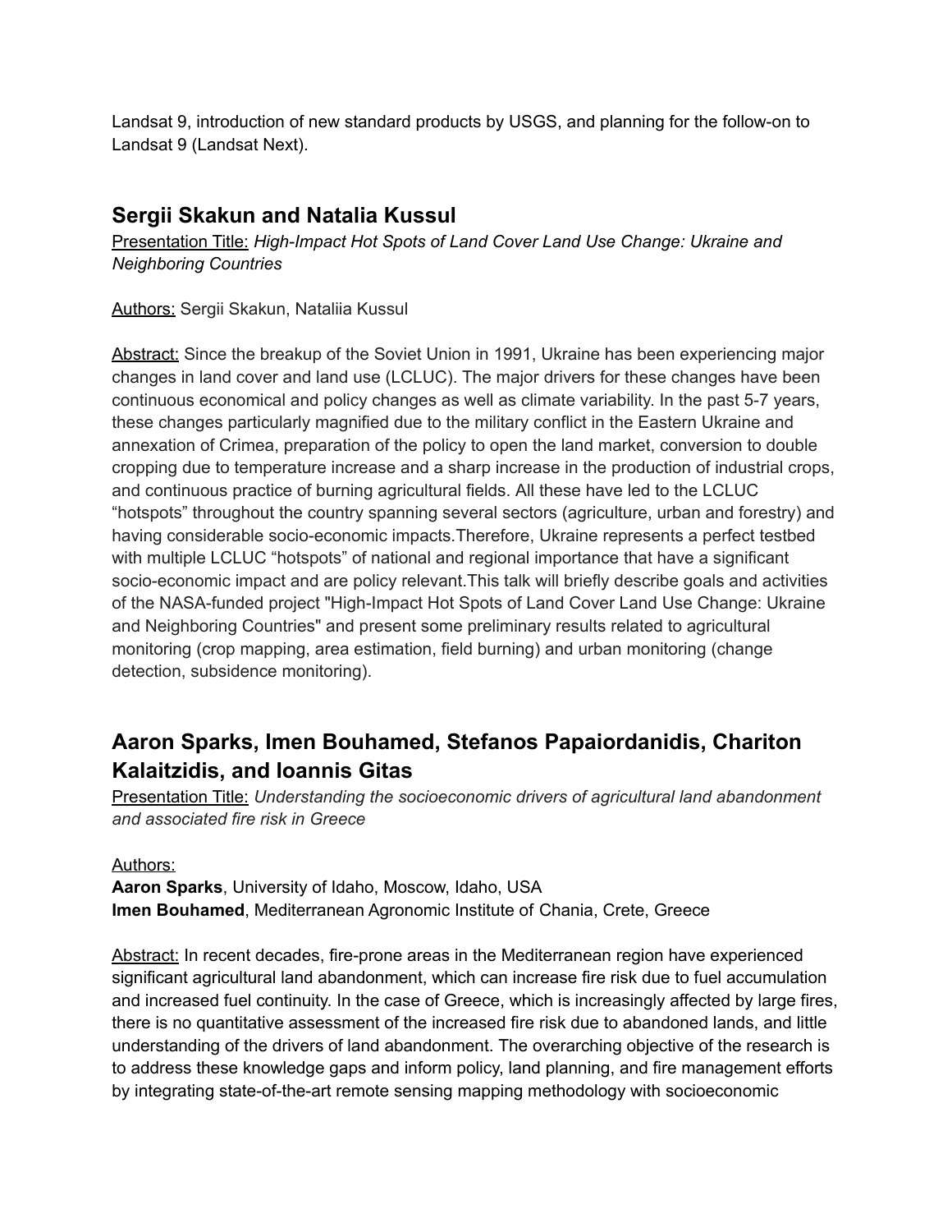Landsat 9, introduction of new standard products by USGS, and planning for the follow-on to Landsat 9 (Landsat Next).

## Sergii Skakun and Natalia Kussul

Presentation Title: *High-Impact Hot Spots of Land Cover Land Use Change: Ukraine and Neighboring Countries*

Authors: Sergii Skakun, Nataliia Kussul

Abstract: Since the breakup of the Soviet Union in 1991, Ukraine has been experiencing major changes in land cover and land use (LCLUC). The major drivers for these changes have been continuous economical and policy changes as well as climate variability. In the past 5-7 years, these changes particularly magnified due to the military conflict in the Eastern Ukraine and annexation of Crimea, preparation of the policy to open the land market, conversion to double cropping due to temperature increase and a sharp increase in the production of industrial crops, and continuous practice of burning agricultural fields. All these have led to the LCLUC "hotspots" throughout the country spanning several sectors (agriculture, urban and forestry) and having considerable socio-economic impacts.Therefore, Ukraine represents a perfect testbed with multiple LCLUC "hotspots" of national and regional importance that have a significant socio-economic impact and are policy relevant.This talk will briefly describe goals and activities of the NASA-funded project "High-Impact Hot Spots of Land Cover Land Use Change: Ukraine and Neighboring Countries" and present some preliminary results related to agricultural monitoring (crop mapping, area estimation, field burning) and urban monitoring (change detection, subsidence monitoring).

## Aaron Sparks, Imen Bouhamed, Stefanos Papaiordanidis, Chariton Kalaitzidis, and Ioannis Gitas

Presentation Title: *Understanding the socioeconomic drivers of agricultural land abandonment and associated fire risk in Greece*

Authors:
**Aaron Sparks**, University of Idaho, Moscow, Idaho, USA
**Imen Bouhamed**, Mediterranean Agronomic Institute of Chania, Crete, Greece

Abstract: In recent decades, fire-prone areas in the Mediterranean region have experienced significant agricultural land abandonment, which can increase fire risk due to fuel accumulation and increased fuel continuity. In the case of Greece, which is increasingly affected by large fires, there is no quantitative assessment of the increased fire risk due to abandoned lands, and little understanding of the drivers of land abandonment. The overarching objective of the research is to address these knowledge gaps and inform policy, land planning, and fire management efforts by integrating state-of-the-art remote sensing mapping methodology with socioeconomic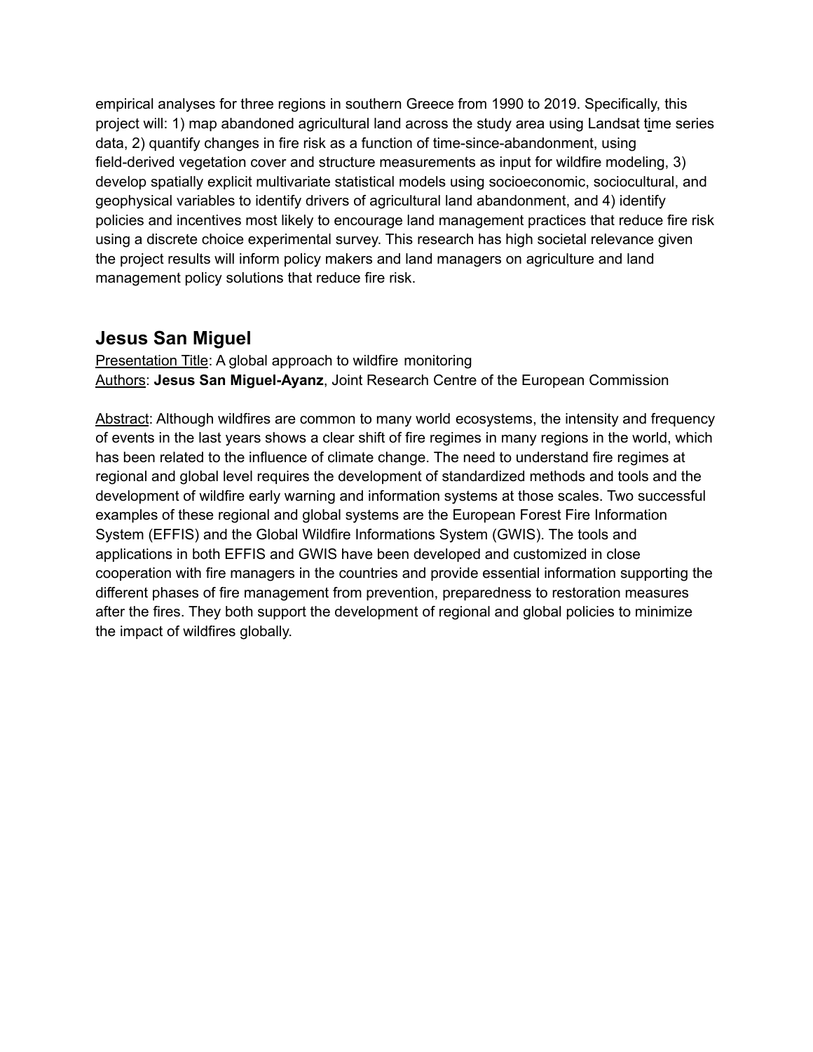empirical analyses for three regions in southern Greece from 1990 to 2019. Specifically, this project will: 1) map abandoned agricultural land across the study area using Landsat time series data, 2) quantify changes in fire risk as a function of time-since-abandonment, using field-derived vegetation cover and structure measurements as input for wildfire modeling, 3) develop spatially explicit multivariate statistical models using socioeconomic, sociocultural, and geophysical variables to identify drivers of agricultural land abandonment, and 4) identify policies and incentives most likely to encourage land management practices that reduce fire risk using a discrete choice experimental survey. This research has high societal relevance given the project results will inform policy makers and land managers on agriculture and land management policy solutions that reduce fire risk.

## Jesus San Miguel

Presentation Title: A global approach to wildfire monitoring
Authors: **Jesus San Miguel-Ayanz**, Joint Research Centre of the European Commission

Abstract: Although wildfires are common to many world ecosystems, the intensity and frequency of events in the last years shows a clear shift of fire regimes in many regions in the world, which has been related to the influence of climate change. The need to understand fire regimes at regional and global level requires the development of standardized methods and tools and the development of wildfire early warning and information systems at those scales. Two successful examples of these regional and global systems are the European Forest Fire Information System (EFFIS) and the Global Wildfire Informations System (GWIS). The tools and applications in both EFFIS and GWIS have been developed and customized in close cooperation with fire managers in the countries and provide essential information supporting the different phases of fire management from prevention, preparedness to restoration measures after the fires. They both support the development of regional and global policies to minimize the impact of wildfires globally.